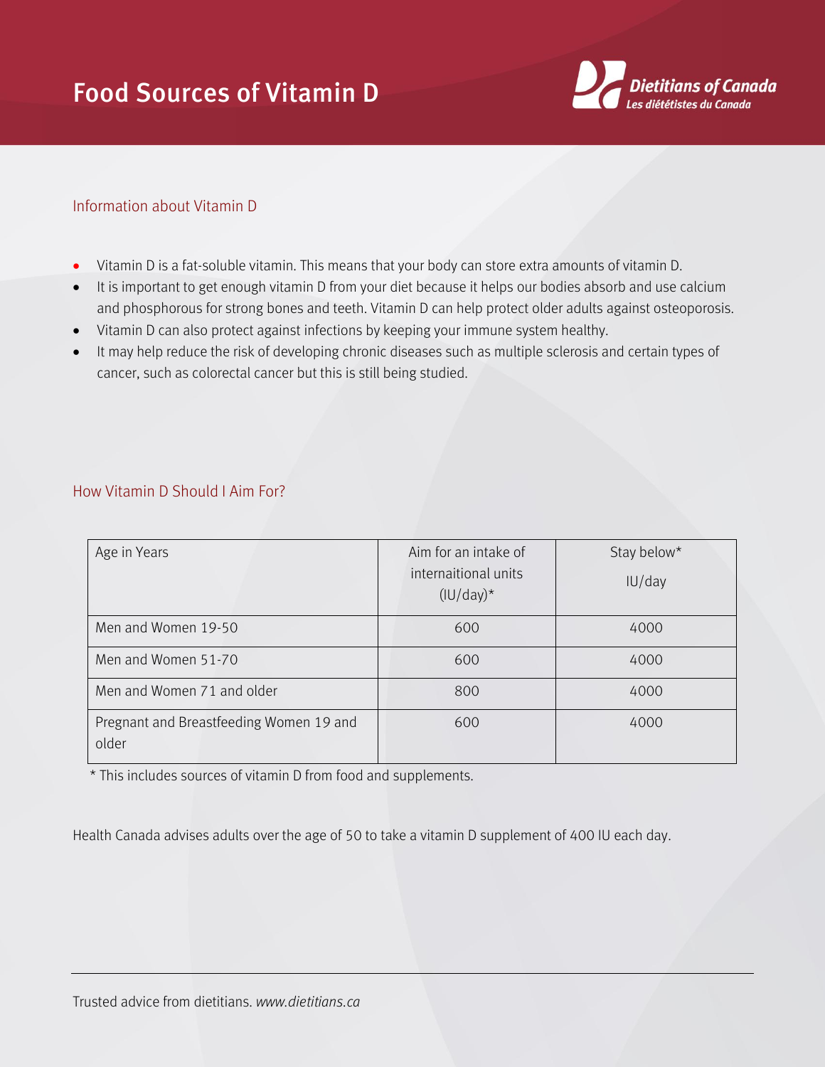# Food Sources of Vitamin D

Dietitians of Canada
*Les diététistes du Canada*

## Information about Vitamin D

- Vitamin D is a fat-soluble vitamin. This means that your body can store extra amounts of vitamin D.
- It is important to get enough vitamin D from your diet because it helps our bodies absorb and use calcium and phosphorous for strong bones and teeth. Vitamin D can help protect older adults against osteoporosis.
- Vitamin D can also protect against infections by keeping your immune system healthy.
- It may help reduce the risk of developing chronic diseases such as multiple sclerosis and certain types of cancer, such as colorectal cancer but this is still being studied.

## How Vitamin D Should I Aim For?

| Age in Years | Aim for an intake of internaitional units (IU/day)* | Stay below* IU/day |
|---|---|---|
| Men and Women 19-50 | 600 | 4000 |
| Men and Women 51-70 | 600 | 4000 |
| Men and Women 71 and older | 800 | 4000 |
| Pregnant and Breastfeeding Women 19 and older | 600 | 4000 |

* This includes sources of vitamin D from food and supplements.

Health Canada advises adults over the age of 50 to take a vitamin D supplement of 400 IU each day.

Trusted advice from dietitians. *www.dietitians.ca*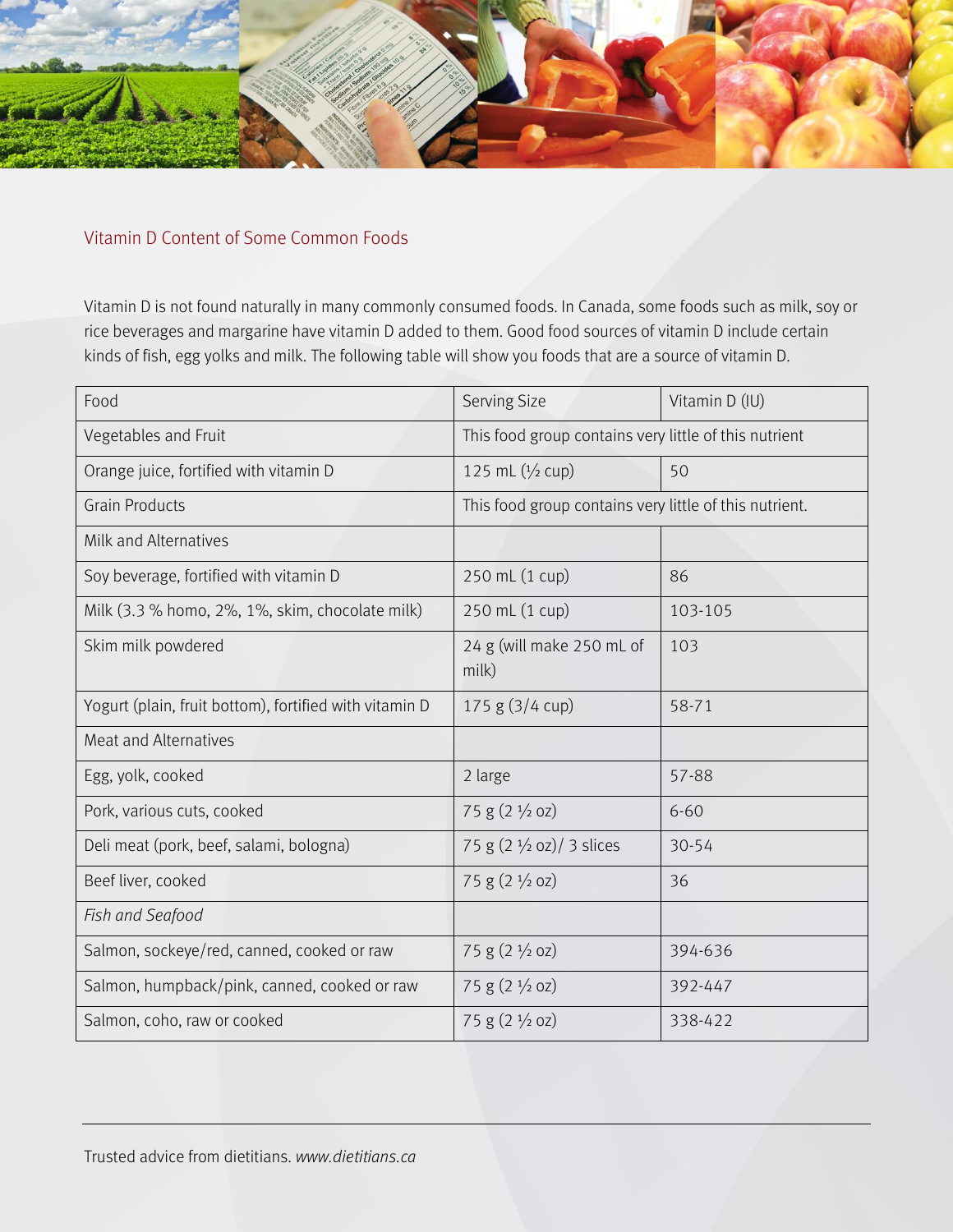## Vitamin D Content of Some Common Foods

Vitamin D is not found naturally in many commonly consumed foods. In Canada, some foods such as milk, soy or rice beverages and margarine have vitamin D added to them. Good food sources of vitamin D include certain kinds of fish, egg yolks and milk. The following table will show you foods that are a source of vitamin D.

| Food | Serving Size | Vitamin D (IU) |
|---|---|---|
| Vegetables and Fruit | This food group contains very little of this nutrient | |
| Orange juice, fortified with vitamin D | 125 mL (½ cup) | 50 |
| Grain Products | This food group contains very little of this nutrient. | |
| Milk and Alternatives | | |
| Soy beverage, fortified with vitamin D | 250 mL (1 cup) | 86 |
| Milk (3.3 % homo, 2%, 1%, skim, chocolate milk) | 250 mL (1 cup) | 103-105 |
| Skim milk powdered | 24 g (will make 250 mL of milk) | 103 |
| Yogurt (plain, fruit bottom), fortified with vitamin D | 175 g (3/4 cup) | 58-71 |
| Meat and Alternatives | | |
| Egg, yolk, cooked | 2 large | 57-88 |
| Pork, various cuts, cooked | 75 g (2 ½ oz) | 6-60 |
| Deli meat (pork, beef, salami, bologna) | 75 g (2 ½ oz)/ 3 slices | 30-54 |
| Beef liver, cooked | 75 g (2 ½ oz) | 36 |
| *Fish and Seafood* | | |
| Salmon, sockeye/red, canned, cooked or raw | 75 g (2 ½ oz) | 394-636 |
| Salmon, humpback/pink, canned, cooked or raw | 75 g (2 ½ oz) | 392-447 |
| Salmon, coho, raw or cooked | 75 g (2 ½ oz) | 338-422 |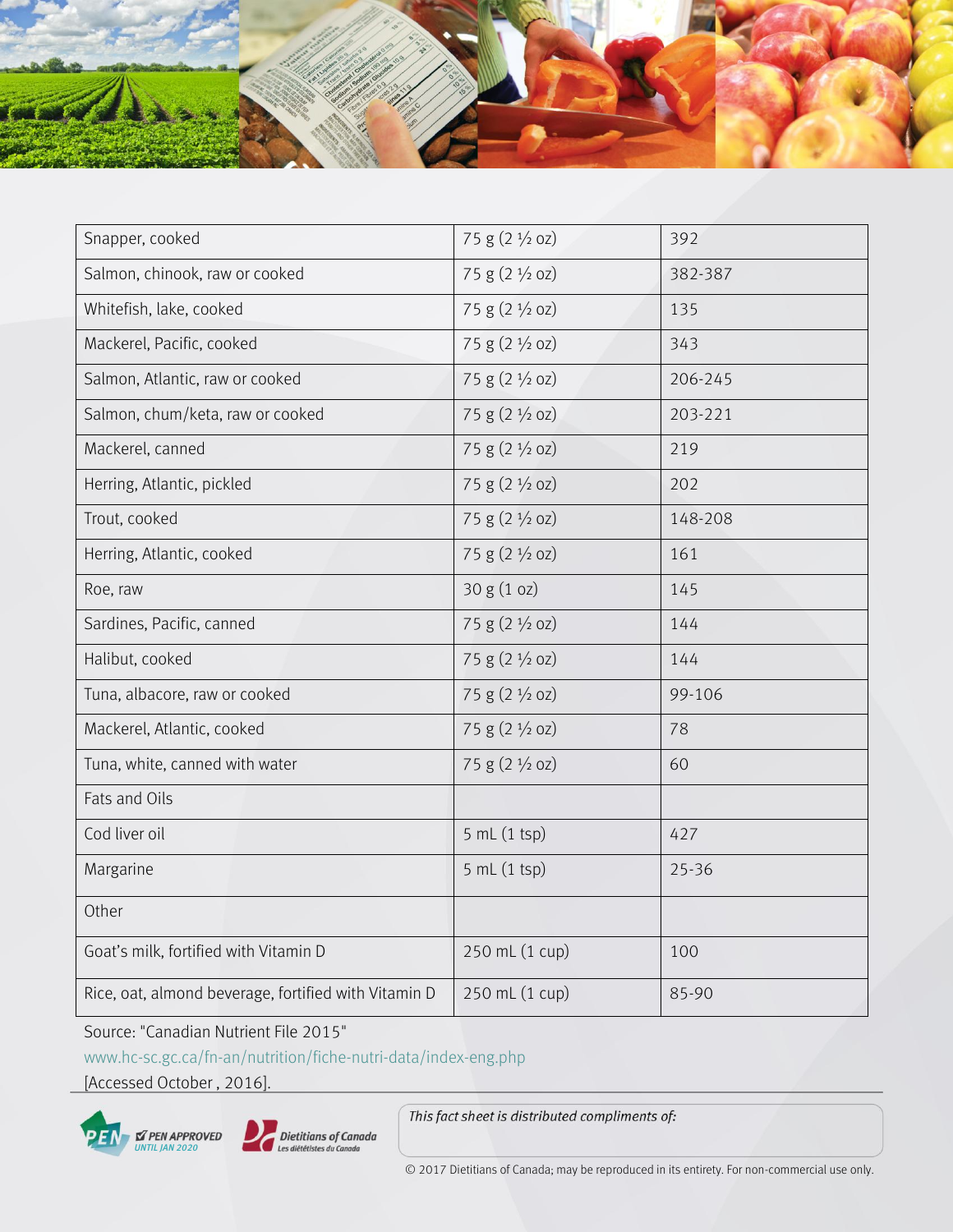| | | |
|---|---|---|
| Snapper, cooked | 75 g (2 ½ oz) | 392 |
| Salmon, chinook, raw or cooked | 75 g (2 ½ oz) | 382-387 |
| Whitefish, lake, cooked | 75 g (2 ½ oz) | 135 |
| Mackerel, Pacific, cooked | 75 g (2 ½ oz) | 343 |
| Salmon, Atlantic, raw or cooked | 75 g (2 ½ oz) | 206-245 |
| Salmon, chum/keta, raw or cooked | 75 g (2 ½ oz) | 203-221 |
| Mackerel, canned | 75 g (2 ½ oz) | 219 |
| Herring, Atlantic, pickled | 75 g (2 ½ oz) | 202 |
| Trout, cooked | 75 g (2 ½ oz) | 148-208 |
| Herring, Atlantic, cooked | 75 g (2 ½ oz) | 161 |
| Roe, raw | 30 g (1 oz) | 145 |
| Sardines, Pacific, canned | 75 g (2 ½ oz) | 144 |
| Halibut, cooked | 75 g (2 ½ oz) | 144 |
| Tuna, albacore, raw or cooked | 75 g (2 ½ oz) | 99-106 |
| Mackerel, Atlantic, cooked | 75 g (2 ½ oz) | 78 |
| Tuna, white, canned with water | 75 g (2 ½ oz) | 60 |
| Fats and Oils | | |
| Cod liver oil | 5 mL (1 tsp) | 427 |
| Margarine | 5 mL (1 tsp) | 25-36 |
| Other | | |
| Goat's milk, fortified with Vitamin D | 250 mL (1 cup) | 100 |
| Rice, oat, almond beverage, fortified with Vitamin D | 250 mL (1 cup) | 85-90 |

Source: "Canadian Nutrient File 2015"
www.hc-sc.gc.ca/fn-an/nutrition/fiche-nutri-data/index-eng.php
[Accessed October , 2016].

PEN APPROVED UNTIL JAN 2020

Dietitians of Canada
Les diététistes du Canada

*This fact sheet is distributed compliments of:*

© 2017 Dietitians of Canada; may be reproduced in its entirety. For non-commercial use only.